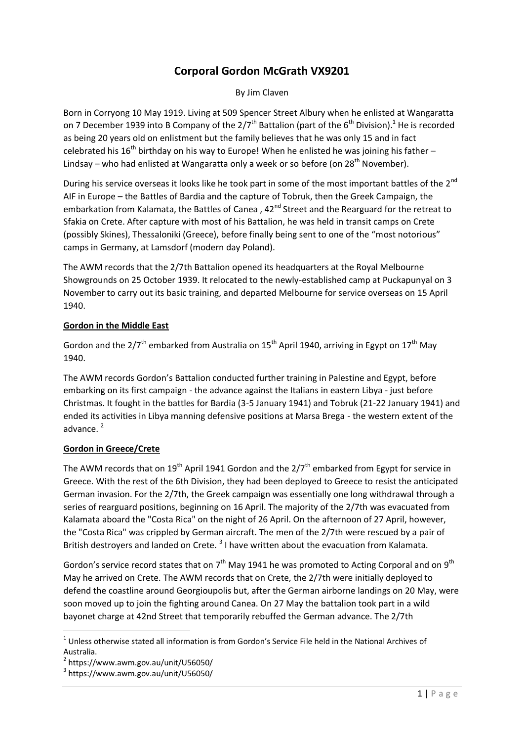# Corporal Gordon McGrath VX9201

By Jim Claven

Born in Corryong 10 May 1919. Living at 509 Spencer Street Albury when he enlisted at Wangaratta on 7 December 1939 into B Company of the 2/7th Battalion (part of the 6th Division).[1] He is recorded as being 20 years old on enlistment but the family believes that he was only 15 and in fact celebrated his 16th birthday on his way to Europe! When he enlisted he was joining his father – Lindsay – who had enlisted at Wangaratta only a week or so before (on 28th November).

During his service overseas it looks like he took part in some of the most important battles of the 2nd AIF in Europe – the Battles of Bardia and the capture of Tobruk, then the Greek Campaign, the embarkation from Kalamata, the Battles of Canea , 42nd Street and the Rearguard for the retreat to Sfakia on Crete. After capture with most of his Battalion, he was held in transit camps on Crete (possibly Skines), Thessaloniki (Greece), before finally being sent to one of the "most notorious" camps in Germany, at Lamsdorf (modern day Poland).

The AWM records that the 2/7th Battalion opened its headquarters at the Royal Melbourne Showgrounds on 25 October 1939. It relocated to the newly-established camp at Puckapunyal on 3 November to carry out its basic training, and departed Melbourne for service overseas on 15 April 1940.

## Gordon in the Middle East

Gordon and the 2/7th embarked from Australia on 15th April 1940, arriving in Egypt on 17th May 1940.

The AWM records Gordon's Battalion conducted further training in Palestine and Egypt, before embarking on its first campaign - the advance against the Italians in eastern Libya - just before Christmas. It fought in the battles for Bardia (3-5 January 1941) and Tobruk (21-22 January 1941) and ended its activities in Libya manning defensive positions at Marsa Brega - the western extent of the advance. [2]

## Gordon in Greece/Crete

The AWM records that on 19th April 1941 Gordon and the 2/7th embarked from Egypt for service in Greece. With the rest of the 6th Division, they had been deployed to Greece to resist the anticipated German invasion. For the 2/7th, the Greek campaign was essentially one long withdrawal through a series of rearguard positions, beginning on 16 April. The majority of the 2/7th was evacuated from Kalamata aboard the "Costa Rica" on the night of 26 April. On the afternoon of 27 April, however, the "Costa Rica" was crippled by German aircraft. The men of the 2/7th were rescued by a pair of British destroyers and landed on Crete. [3] I have written about the evacuation from Kalamata.

Gordon's service record states that on 7th May 1941 he was promoted to Acting Corporal and on 9th May he arrived on Crete. The AWM records that on Crete, the 2/7th were initially deployed to defend the coastline around Georgioupolis but, after the German airborne landings on 20 May, were soon moved up to join the fighting around Canea. On 27 May the battalion took part in a wild bayonet charge at 42nd Street that temporarily rebuffed the German advance. The 2/7th

---

[1] Unless otherwise stated all information is from Gordon's Service File held in the National Archives of Australia.

[2] https://www.awm.gov.au/unit/U56050/

[3] https://www.awm.gov.au/unit/U56050/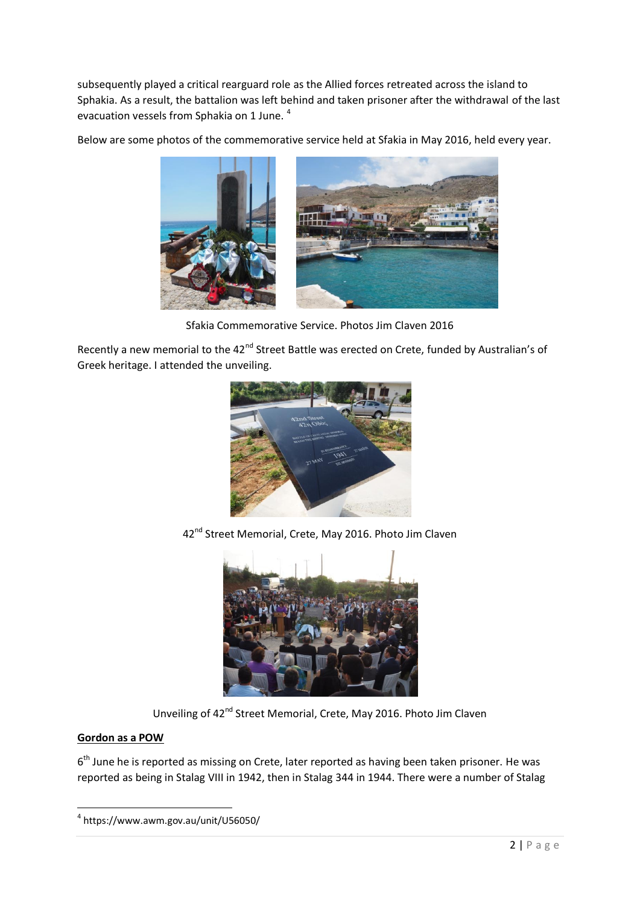subsequently played a critical rearguard role as the Allied forces retreated across the island to Sphakia. As a result, the battalion was left behind and taken prisoner after the withdrawal of the last evacuation vessels from Sphakia on 1 June. [4]

Below are some photos of the commemorative service held at Sfakia in May 2016, held every year.

Sfakia Commemorative Service. Photos Jim Claven 2016

Recently a new memorial to the 42nd Street Battle was erected on Crete, funded by Australian's of Greek heritage. I attended the unveiling.

42nd Street Memorial, Crete, May 2016. Photo Jim Claven

Unveiling of 42nd Street Memorial, Crete, May 2016. Photo Jim Claven

**Gordon as a POW**

6th June he is reported as missing on Crete, later reported as having been taken prisoner. He was reported as being in Stalag VIII in 1942, then in Stalag 344 in 1944. There were a number of Stalag

[4] https://www.awm.gov.au/unit/U56050/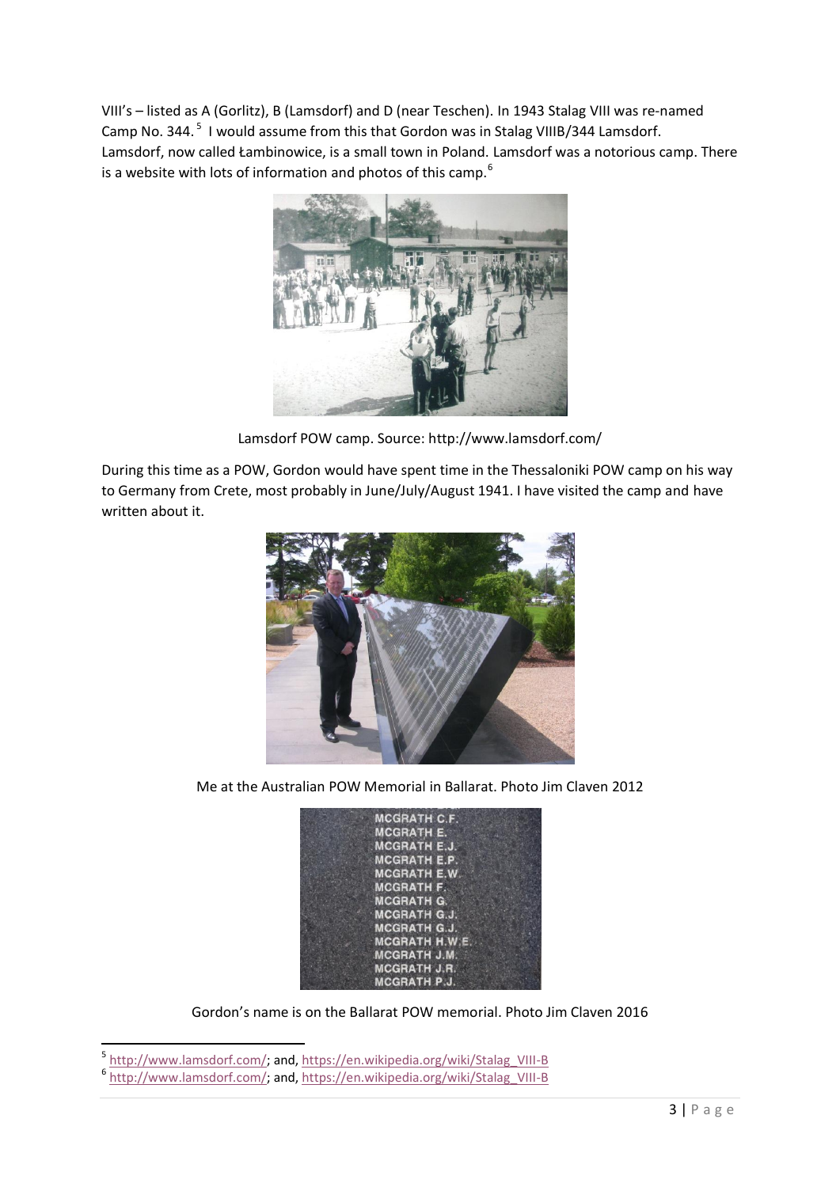VIII's – listed as A (Gorlitz), B (Lamsdorf) and D (near Teschen). In 1943 Stalag VIII was re-named Camp No. 344.[5] I would assume from this that Gordon was in Stalag VIIIB/344 Lamsdorf. Lamsdorf, now called Łambinowice, is a small town in Poland. Lamsdorf was a notorious camp. There is a website with lots of information and photos of this camp.[6]

Lamsdorf POW camp. Source: http://www.lamsdorf.com/

During this time as a POW, Gordon would have spent time in the Thessaloniki POW camp on his way to Germany from Crete, most probably in June/July/August 1941. I have visited the camp and have written about it.

Me at the Australian POW Memorial in Ballarat. Photo Jim Claven 2012

Gordon's name is on the Ballarat POW memorial. Photo Jim Claven 2016

---

[5] http://www.lamsdorf.com/; and, https://en.wikipedia.org/wiki/Stalag_VIII-B

[6] http://www.lamsdorf.com/; and, https://en.wikipedia.org/wiki/Stalag_VIII-B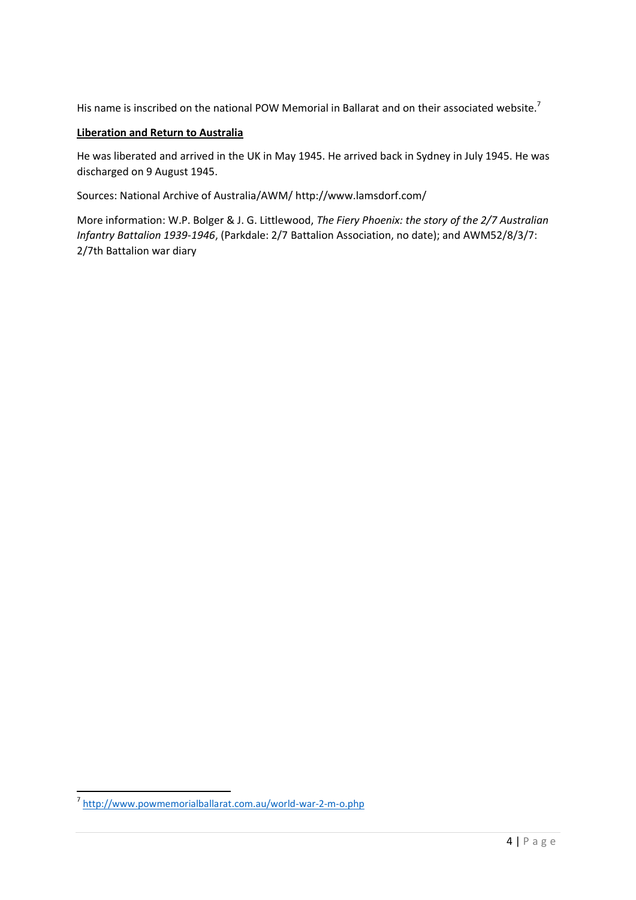His name is inscribed on the national POW Memorial in Ballarat and on their associated website.[7]

**Liberation and Return to Australia**

He was liberated and arrived in the UK in May 1945. He arrived back in Sydney in July 1945. He was discharged on 9 August 1945.

Sources: National Archive of Australia/AWM/ http://www.lamsdorf.com/

More information: W.P. Bolger & J. G. Littlewood, *The Fiery Phoenix: the story of the 2/7 Australian Infantry Battalion 1939-1946*, (Parkdale: 2/7 Battalion Association, no date); and AWM52/8/3/7: 2/7th Battalion war diary

---

[7] http://www.powmemorialballarat.com.au/world-war-2-m-o.php